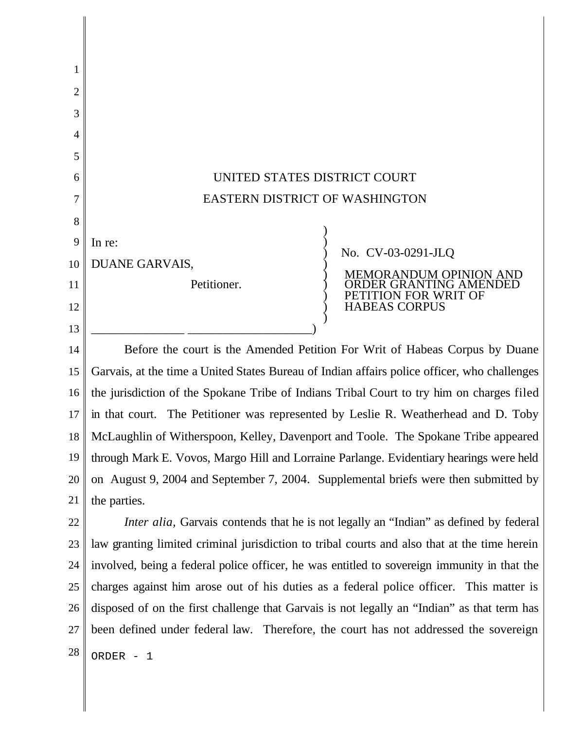UNITED STATES DISTRICT COURT

EASTERN DISTRICT OF WASHINGTON

In re:

DUANE GARVAIS,

Petitioner.

No. CV-03-0291-JLQ

MEMORANDUM OPINION AND ORDER GRANTING AMENDED PETITION FOR WRIT OF HABEAS CORPUS

Before the court is the Amended Petition For Writ of Habeas Corpus by Duane Garvais, at the time a United States Bureau of Indian affairs police officer, who challenges the jurisdiction of the Spokane Tribe of Indians Tribal Court to try him on charges filed in that court. The Petitioner was represented by Leslie R. Weatherhead and D. Toby McLaughlin of Witherspoon, Kelley, Davenport and Toole. The Spokane Tribe appeared through Mark E. Vovos, Margo Hill and Lorraine Parlange. Evidentiary hearings were held on August 9, 2004 and September 7, 2004. Supplemental briefs were then submitted by the parties.

*Inter alia,* Garvais contends that he is not legally an "Indian" as defined by federal law granting limited criminal jurisdiction to tribal courts and also that at the time herein involved, being a federal police officer, he was entitled to sovereign immunity in that the charges against him arose out of his duties as a federal police officer. This matter is disposed of on the first challenge that Garvais is not legally an "Indian" as that term has been defined under federal law. Therefore, the court has not addressed the sovereign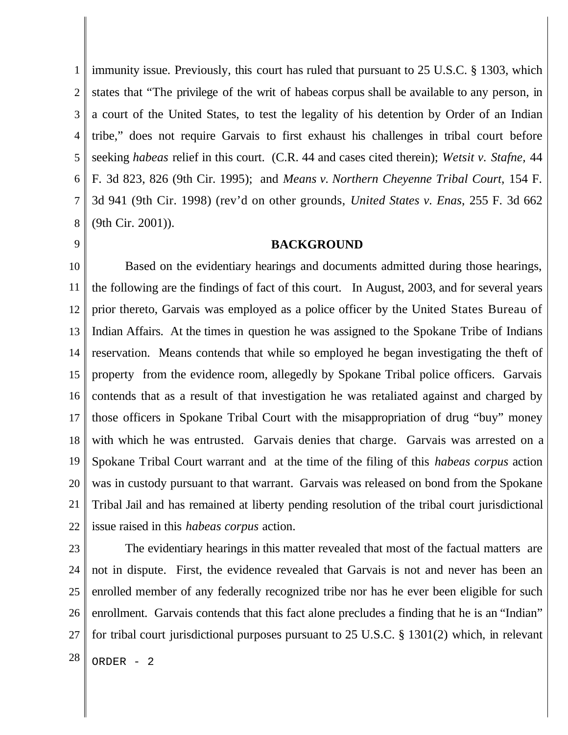immunity issue. Previously, this court has ruled that pursuant to 25 U.S.C. § 1303, which states that "The privilege of the writ of habeas corpus shall be available to any person, in a court of the United States, to test the legality of his detention by Order of an Indian tribe," does not require Garvais to first exhaust his challenges in tribal court before seeking *habeas* relief in this court. (C.R. 44 and cases cited therein); *Wetsit v. Stafne,* 44 F. 3d 823, 826 (9th Cir. 1995); and *Means v. Northern Cheyenne Tribal Court*, 154 F. 3d 941 (9th Cir. 1998) (rev'd on other grounds, *United States v. Enas*, 255 F. 3d 662 (9th Cir. 2001)).

**BACKGROUND**

Based on the evidentiary hearings and documents admitted during those hearings, the following are the findings of fact of this court. In August, 2003, and for several years prior thereto, Garvais was employed as a police officer by the United States Bureau of Indian Affairs. At the times in question he was assigned to the Spokane Tribe of Indians reservation. Means contends that while so employed he began investigating the theft of property from the evidence room, allegedly by Spokane Tribal police officers. Garvais contends that as a result of that investigation he was retaliated against and charged by those officers in Spokane Tribal Court with the misappropriation of drug "buy" money with which he was entrusted. Garvais denies that charge. Garvais was arrested on a Spokane Tribal Court warrant and at the time of the filing of this *habeas corpus* action was in custody pursuant to that warrant. Garvais was released on bond from the Spokane Tribal Jail and has remained at liberty pending resolution of the tribal court jurisdictional issue raised in this *habeas corpus* action.

The evidentiary hearings in this matter revealed that most of the factual matters are not in dispute. First, the evidence revealed that Garvais is not and never has been an enrolled member of any federally recognized tribe nor has he ever been eligible for such enrollment. Garvais contends that this fact alone precludes a finding that he is an "Indian" for tribal court jurisdictional purposes pursuant to 25 U.S.C. § 1301(2) which, in relevant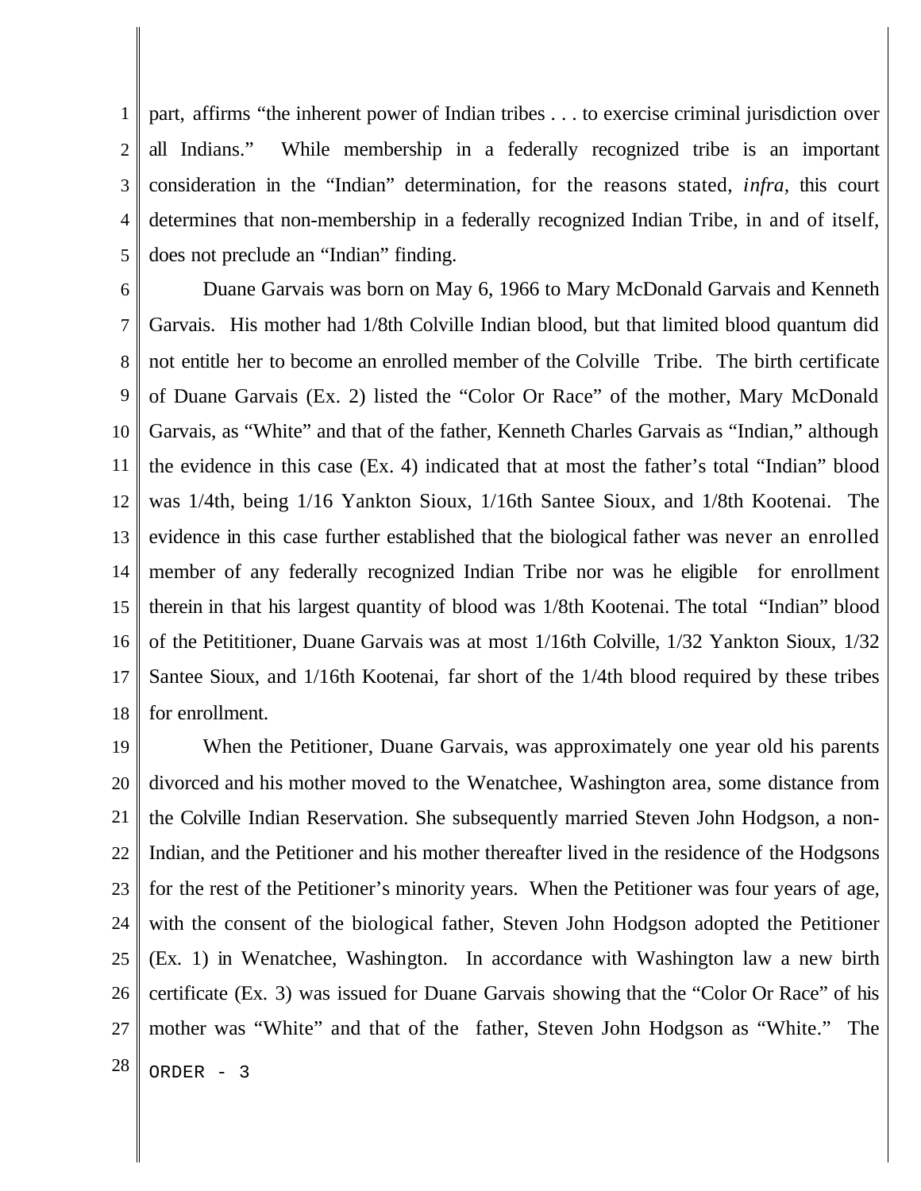part, affirms "the inherent power of Indian tribes . . . to exercise criminal jurisdiction over all Indians." While membership in a federally recognized tribe is an important consideration in the "Indian" determination, for the reasons stated, *infra*, this court determines that non-membership in a federally recognized Indian Tribe, in and of itself, does not preclude an "Indian" finding.

Duane Garvais was born on May 6, 1966 to Mary McDonald Garvais and Kenneth Garvais. His mother had 1/8th Colville Indian blood, but that limited blood quantum did not entitle her to become an enrolled member of the Colville Tribe. The birth certificate of Duane Garvais (Ex. 2) listed the "Color Or Race" of the mother, Mary McDonald Garvais, as "White" and that of the father, Kenneth Charles Garvais as "Indian," although the evidence in this case (Ex. 4) indicated that at most the father's total "Indian" blood was 1/4th, being 1/16 Yankton Sioux, 1/16th Santee Sioux, and 1/8th Kootenai. The evidence in this case further established that the biological father was never an enrolled member of any federally recognized Indian Tribe nor was he eligible for enrollment therein in that his largest quantity of blood was 1/8th Kootenai. The total "Indian" blood of the Petititioner, Duane Garvais was at most 1/16th Colville, 1/32 Yankton Sioux, 1/32 Santee Sioux, and 1/16th Kootenai, far short of the 1/4th blood required by these tribes for enrollment.

When the Petitioner, Duane Garvais, was approximately one year old his parents divorced and his mother moved to the Wenatchee, Washington area, some distance from the Colville Indian Reservation. She subsequently married Steven John Hodgson, a non-Indian, and the Petitioner and his mother thereafter lived in the residence of the Hodgsons for the rest of the Petitioner's minority years. When the Petitioner was four years of age, with the consent of the biological father, Steven John Hodgson adopted the Petitioner (Ex. 1) in Wenatchee, Washington. In accordance with Washington law a new birth certificate (Ex. 3) was issued for Duane Garvais showing that the "Color Or Race" of his mother was "White" and that of the father, Steven John Hodgson as "White." The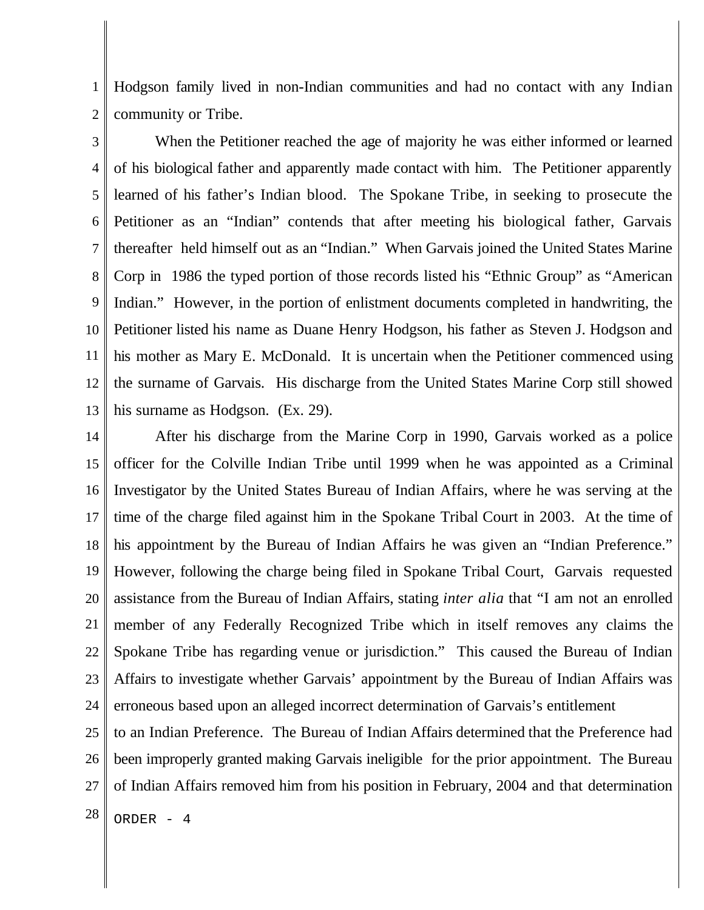Hodgson family lived in non-Indian communities and had no contact with any Indian community or Tribe.

When the Petitioner reached the age of majority he was either informed or learned of his biological father and apparently made contact with him. The Petitioner apparently learned of his father's Indian blood. The Spokane Tribe, in seeking to prosecute the Petitioner as an "Indian" contends that after meeting his biological father, Garvais thereafter held himself out as an "Indian." When Garvais joined the United States Marine Corp in 1986 the typed portion of those records listed his "Ethnic Group" as "American Indian." However, in the portion of enlistment documents completed in handwriting, the Petitioner listed his name as Duane Henry Hodgson, his father as Steven J. Hodgson and his mother as Mary E. McDonald. It is uncertain when the Petitioner commenced using the surname of Garvais. His discharge from the United States Marine Corp still showed his surname as Hodgson. (Ex. 29).

After his discharge from the Marine Corp in 1990, Garvais worked as a police officer for the Colville Indian Tribe until 1999 when he was appointed as a Criminal Investigator by the United States Bureau of Indian Affairs, where he was serving at the time of the charge filed against him in the Spokane Tribal Court in 2003. At the time of his appointment by the Bureau of Indian Affairs he was given an "Indian Preference." However, following the charge being filed in Spokane Tribal Court, Garvais requested assistance from the Bureau of Indian Affairs, stating *inter alia* that "I am not an enrolled member of any Federally Recognized Tribe which in itself removes any claims the Spokane Tribe has regarding venue or jurisdiction." This caused the Bureau of Indian Affairs to investigate whether Garvais' appointment by the Bureau of Indian Affairs was erroneous based upon an alleged incorrect determination of Garvais's entitlement to an Indian Preference. The Bureau of Indian Affairs determined that the Preference had been improperly granted making Garvais ineligible for the prior appointment. The Bureau of Indian Affairs removed him from his position in February, 2004 and that determination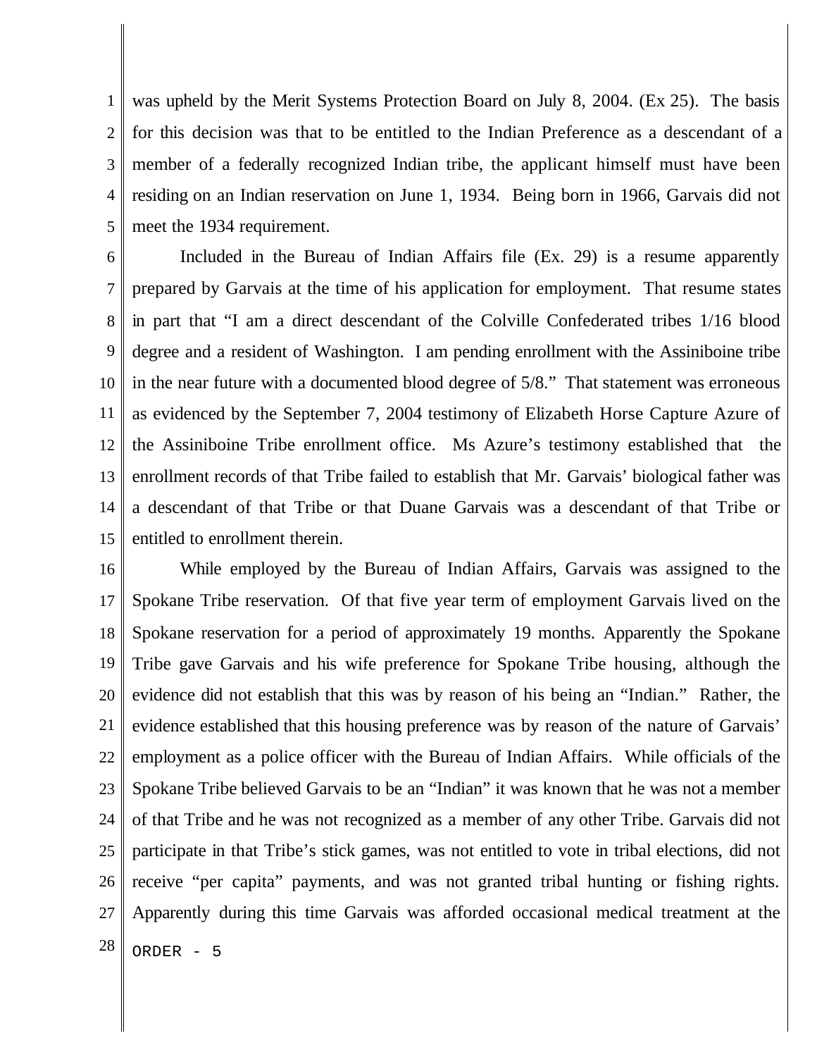was upheld by the Merit Systems Protection Board on July 8, 2004. (Ex 25). The basis for this decision was that to be entitled to the Indian Preference as a descendant of a member of a federally recognized Indian tribe, the applicant himself must have been residing on an Indian reservation on June 1, 1934. Being born in 1966, Garvais did not meet the 1934 requirement.

Included in the Bureau of Indian Affairs file (Ex. 29) is a resume apparently prepared by Garvais at the time of his application for employment. That resume states in part that "I am a direct descendant of the Colville Confederated tribes 1/16 blood degree and a resident of Washington. I am pending enrollment with the Assiniboine tribe in the near future with a documented blood degree of 5/8." That statement was erroneous as evidenced by the September 7, 2004 testimony of Elizabeth Horse Capture Azure of the Assiniboine Tribe enrollment office. Ms Azure's testimony established that the enrollment records of that Tribe failed to establish that Mr. Garvais' biological father was a descendant of that Tribe or that Duane Garvais was a descendant of that Tribe or entitled to enrollment therein.

While employed by the Bureau of Indian Affairs, Garvais was assigned to the Spokane Tribe reservation. Of that five year term of employment Garvais lived on the Spokane reservation for a period of approximately 19 months. Apparently the Spokane Tribe gave Garvais and his wife preference for Spokane Tribe housing, although the evidence did not establish that this was by reason of his being an "Indian." Rather, the evidence established that this housing preference was by reason of the nature of Garvais' employment as a police officer with the Bureau of Indian Affairs. While officials of the Spokane Tribe believed Garvais to be an "Indian" it was known that he was not a member of that Tribe and he was not recognized as a member of any other Tribe. Garvais did not participate in that Tribe's stick games, was not entitled to vote in tribal elections, did not receive "per capita" payments, and was not granted tribal hunting or fishing rights. Apparently during this time Garvais was afforded occasional medical treatment at the

ORDER - 5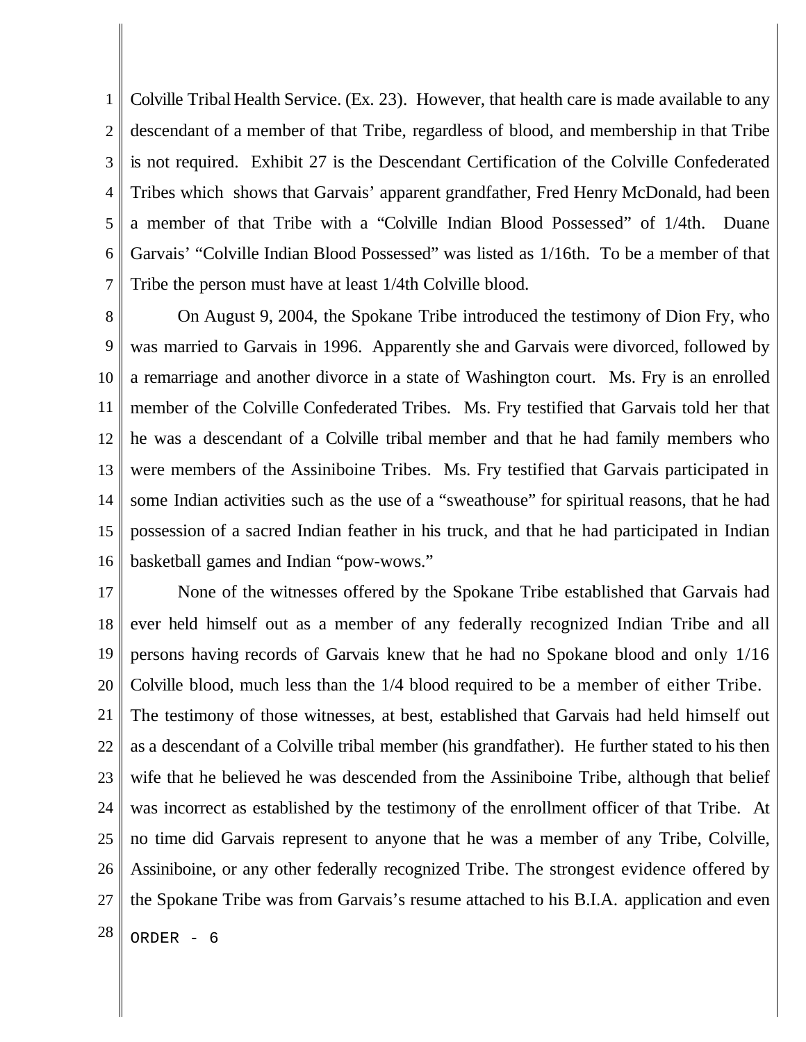Colville Tribal Health Service. (Ex. 23). However, that health care is made available to any descendant of a member of that Tribe, regardless of blood, and membership in that Tribe is not required. Exhibit 27 is the Descendant Certification of the Colville Confederated Tribes which shows that Garvais' apparent grandfather, Fred Henry McDonald, had been a member of that Tribe with a "Colville Indian Blood Possessed" of 1/4th. Duane Garvais' "Colville Indian Blood Possessed" was listed as 1/16th. To be a member of that Tribe the person must have at least 1/4th Colville blood.

On August 9, 2004, the Spokane Tribe introduced the testimony of Dion Fry, who was married to Garvais in 1996. Apparently she and Garvais were divorced, followed by a remarriage and another divorce in a state of Washington court. Ms. Fry is an enrolled member of the Colville Confederated Tribes. Ms. Fry testified that Garvais told her that he was a descendant of a Colville tribal member and that he had family members who were members of the Assiniboine Tribes. Ms. Fry testified that Garvais participated in some Indian activities such as the use of a "sweathouse" for spiritual reasons, that he had possession of a sacred Indian feather in his truck, and that he had participated in Indian basketball games and Indian "pow-wows."

None of the witnesses offered by the Spokane Tribe established that Garvais had ever held himself out as a member of any federally recognized Indian Tribe and all persons having records of Garvais knew that he had no Spokane blood and only 1/16 Colville blood, much less than the 1/4 blood required to be a member of either Tribe. The testimony of those witnesses, at best, established that Garvais had held himself out as a descendant of a Colville tribal member (his grandfather). He further stated to his then wife that he believed he was descended from the Assiniboine Tribe, although that belief was incorrect as established by the testimony of the enrollment officer of that Tribe. At no time did Garvais represent to anyone that he was a member of any Tribe, Colville, Assiniboine, or any other federally recognized Tribe. The strongest evidence offered by the Spokane Tribe was from Garvais's resume attached to his B.I.A. application and even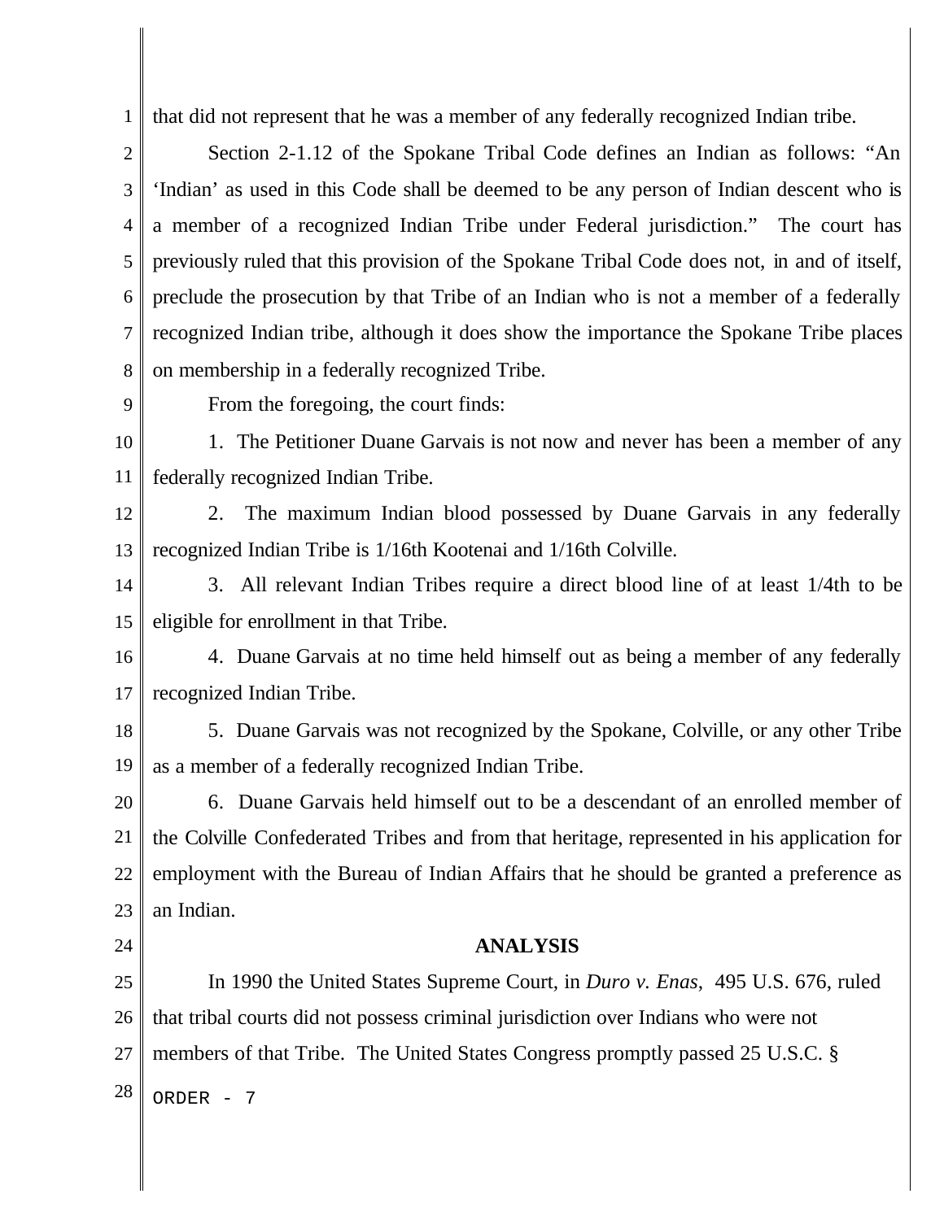that did not represent that he was a member of any federally recognized Indian tribe.

Section 2-1.12 of the Spokane Tribal Code defines an Indian as follows: "An 'Indian' as used in this Code shall be deemed to be any person of Indian descent who is a member of a recognized Indian Tribe under Federal jurisdiction." The court has previously ruled that this provision of the Spokane Tribal Code does not, in and of itself, preclude the prosecution by that Tribe of an Indian who is not a member of a federally recognized Indian tribe, although it does show the importance the Spokane Tribe places on membership in a federally recognized Tribe.

From the foregoing, the court finds:

1. The Petitioner Duane Garvais is not now and never has been a member of any federally recognized Indian Tribe.

2. The maximum Indian blood possessed by Duane Garvais in any federally recognized Indian Tribe is 1/16th Kootenai and 1/16th Colville.

3. All relevant Indian Tribes require a direct blood line of at least 1/4th to be eligible for enrollment in that Tribe.

4. Duane Garvais at no time held himself out as being a member of any federally recognized Indian Tribe.

5. Duane Garvais was not recognized by the Spokane, Colville, or any other Tribe as a member of a federally recognized Indian Tribe.

6. Duane Garvais held himself out to be a descendant of an enrolled member of the Colville Confederated Tribes and from that heritage, represented in his application for employment with the Bureau of Indian Affairs that he should be granted a preference as an Indian.

## ANALYSIS

In 1990 the United States Supreme Court, in *Duro v. Enas*, 495 U.S. 676, ruled that tribal courts did not possess criminal jurisdiction over Indians who were not members of that Tribe. The United States Congress promptly passed 25 U.S.C. §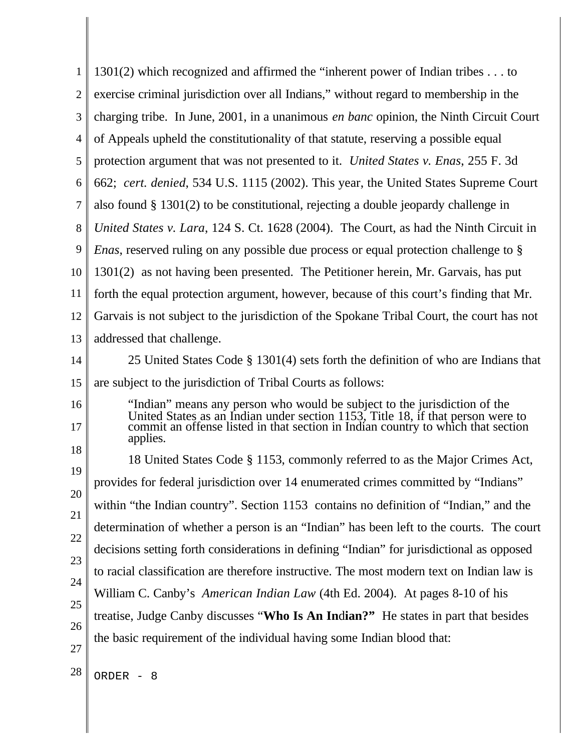1301(2) which recognized and affirmed the "inherent power of Indian tribes . . . to exercise criminal jurisdiction over all Indians," without regard to membership in the charging tribe. In June, 2001, in a unanimous *en banc* opinion, the Ninth Circuit Court of Appeals upheld the constitutionality of that statute, reserving a possible equal protection argument that was not presented to it. *United States v. Enas*, 255 F. 3d 662; *cert. denied*, 534 U.S. 1115 (2002). This year, the United States Supreme Court also found § 1301(2) to be constitutional, rejecting a double jeopardy challenge in *United States v. Lara*, 124 S. Ct. 1628 (2004). The Court, as had the Ninth Circuit in *Enas*, reserved ruling on any possible due process or equal protection challenge to § 1301(2) as not having been presented. The Petitioner herein, Mr. Garvais, has put forth the equal protection argument, however, because of this court's finding that Mr. Garvais is not subject to the jurisdiction of the Spokane Tribal Court, the court has not addressed that challenge.

25 United States Code § 1301(4) sets forth the definition of who are Indians that are subject to the jurisdiction of Tribal Courts as follows:

> "Indian" means any person who would be subject to the jurisdiction of the United States as an Indian under section 1153, Title 18, if that person were to commit an offense listed in that section in Indian country to which that section applies.

18 United States Code § 1153, commonly referred to as the Major Crimes Act, provides for federal jurisdiction over 14 enumerated crimes committed by "Indians" within "the Indian country". Section 1153 contains no definition of "Indian," and the determination of whether a person is an "Indian" has been left to the courts. The court decisions setting forth considerations in defining "Indian" for jurisdictional as opposed to racial classification are therefore instructive. The most modern text on Indian law is William C. Canby's *American Indian Law* (4th Ed. 2004). At pages 8-10 of his treatise, Judge Canby discusses "**Who Is An Indian?**" He states in part that besides the basic requirement of the individual having some Indian blood that: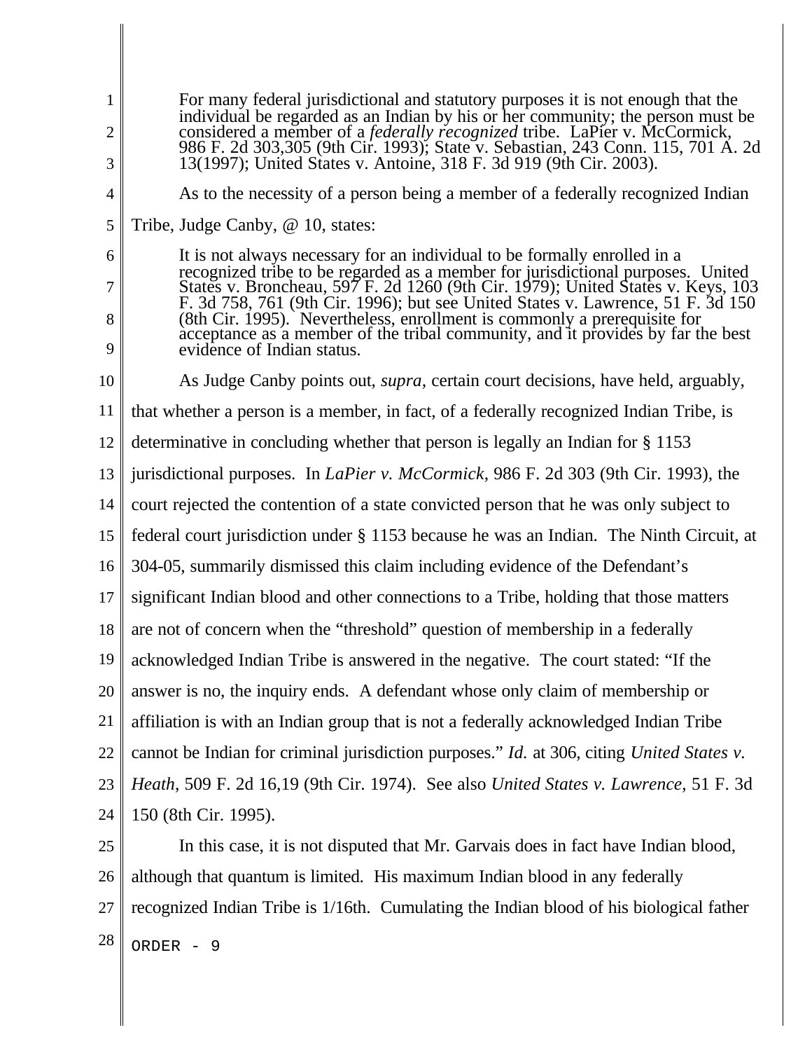> For many federal jurisdictional and statutory purposes it is not enough that the individual be regarded as an Indian by his or her community; the person must be considered a member of a *federally recognized* tribe. LaPier v. McCormick, 986 F. 2d 303,305 (9th Cir. 1993); State v. Sebastian, 243 Conn. 115, 701 A. 2d 13(1997); United States v. Antoine, 318 F. 3d 919 (9th Cir. 2003).

As to the necessity of a person being a member of a federally recognized Indian Tribe, Judge Canby, @ 10, states:

> It is not always necessary for an individual to be formally enrolled in a recognized tribe to be regarded as a member for jurisdictional purposes. United States v. Broncheau, 597 F. 2d 1260 (9th Cir. 1979); United States v. Keys, 103 F. 3d 758, 761 (9th Cir. 1996); but see United States v. Lawrence, 51 F. 3d 150 (8th Cir. 1995). Nevertheless, enrollment is commonly a prerequisite for acceptance as a member of the tribal community, and it provides by far the best evidence of Indian status.

As Judge Canby points out, *supra*, certain court decisions, have held, arguably, that whether a person is a member, in fact, of a federally recognized Indian Tribe, is determinative in concluding whether that person is legally an Indian for § 1153 jurisdictional purposes. In *LaPier v. McCormick*, 986 F. 2d 303 (9th Cir. 1993), the court rejected the contention of a state convicted person that he was only subject to federal court jurisdiction under § 1153 because he was an Indian. The Ninth Circuit, at 304-05, summarily dismissed this claim including evidence of the Defendant's significant Indian blood and other connections to a Tribe, holding that those matters are not of concern when the "threshold" question of membership in a federally acknowledged Indian Tribe is answered in the negative. The court stated: "If the answer is no, the inquiry ends. A defendant whose only claim of membership or affiliation is with an Indian group that is not a federally acknowledged Indian Tribe cannot be Indian for criminal jurisdiction purposes." *Id.* at 306, citing *United States v. Heath*, 509 F. 2d 16,19 (9th Cir. 1974). See also *United States v. Lawrence*, 51 F. 3d 150 (8th Cir. 1995).

In this case, it is not disputed that Mr. Garvais does in fact have Indian blood, although that quantum is limited. His maximum Indian blood in any federally recognized Indian Tribe is 1/16th. Cumulating the Indian blood of his biological father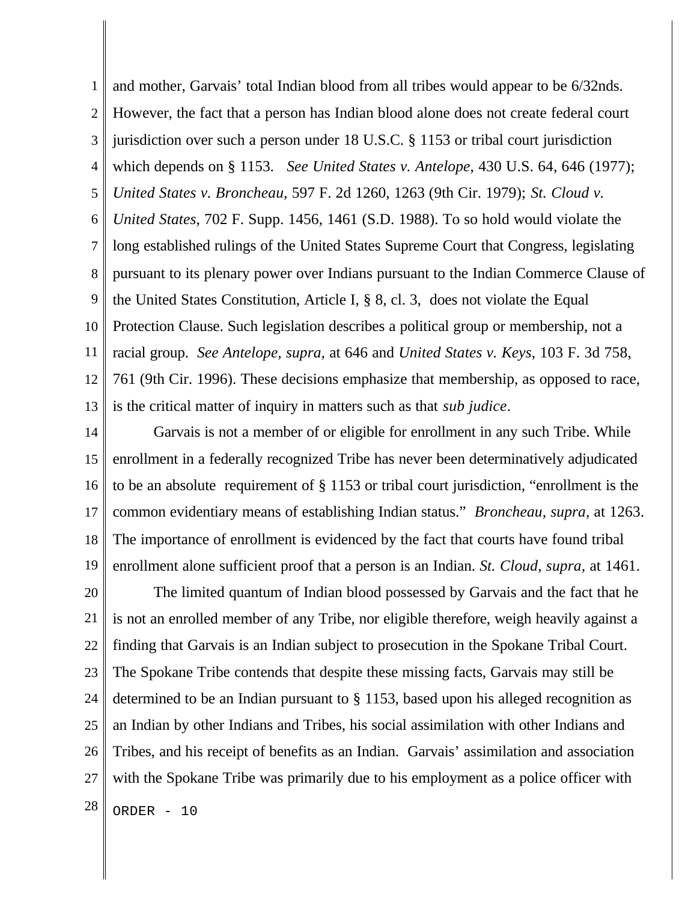and mother, Garvais' total Indian blood from all tribes would appear to be 6/32nds. However, the fact that a person has Indian blood alone does not create federal court jurisdiction over such a person under 18 U.S.C. § 1153 or tribal court jurisdiction which depends on § 1153. *See United States v. Antelope*, 430 U.S. 64, 646 (1977); *United States v. Broncheau,* 597 F. 2d 1260, 1263 (9th Cir. 1979); *St. Cloud v. United States*, 702 F. Supp. 1456, 1461 (S.D. 1988). To so hold would violate the long established rulings of the United States Supreme Court that Congress, legislating pursuant to its plenary power over Indians pursuant to the Indian Commerce Clause of the United States Constitution, Article I, § 8, cl. 3, does not violate the Equal Protection Clause. Such legislation describes a political group or membership, not a racial group. *See Antelope, supra,* at 646 and *United States v. Keys*, 103 F. 3d 758, 761 (9th Cir. 1996). These decisions emphasize that membership, as opposed to race, is the critical matter of inquiry in matters such as that *sub judice*.

Garvais is not a member of or eligible for enrollment in any such Tribe. While enrollment in a federally recognized Tribe has never been determinatively adjudicated to be an absolute requirement of § 1153 or tribal court jurisdiction, "enrollment is the common evidentiary means of establishing Indian status." *Broncheau, supra*, at 1263. The importance of enrollment is evidenced by the fact that courts have found tribal enrollment alone sufficient proof that a person is an Indian. *St. Cloud, supra*, at 1461.

The limited quantum of Indian blood possessed by Garvais and the fact that he is not an enrolled member of any Tribe, nor eligible therefore, weigh heavily against a finding that Garvais is an Indian subject to prosecution in the Spokane Tribal Court. The Spokane Tribe contends that despite these missing facts, Garvais may still be determined to be an Indian pursuant to § 1153, based upon his alleged recognition as an Indian by other Indians and Tribes, his social assimilation with other Indians and Tribes, and his receipt of benefits as an Indian. Garvais' assimilation and association with the Spokane Tribe was primarily due to his employment as a police officer with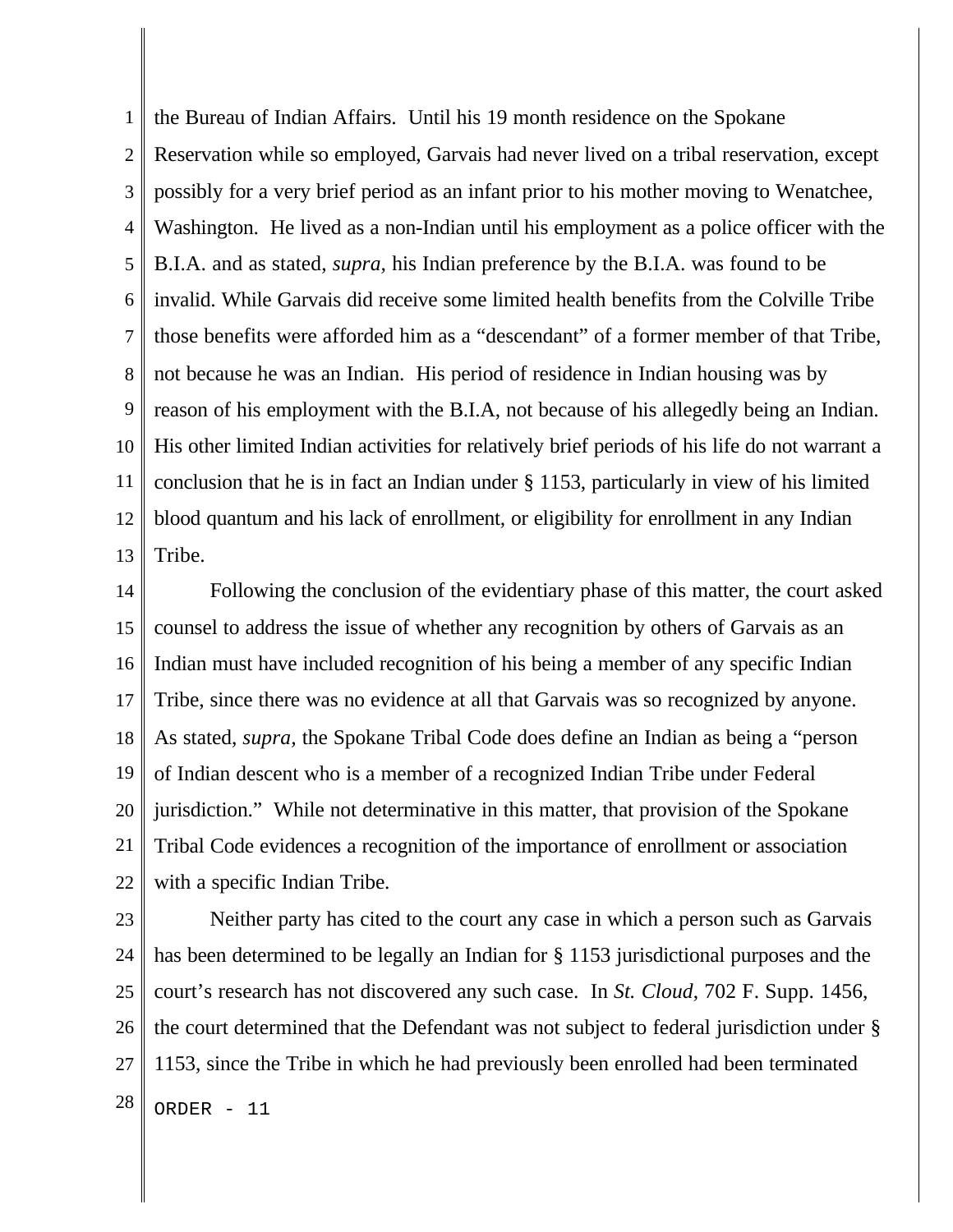the Bureau of Indian Affairs. Until his 19 month residence on the Spokane Reservation while so employed, Garvais had never lived on a tribal reservation, except possibly for a very brief period as an infant prior to his mother moving to Wenatchee, Washington. He lived as a non-Indian until his employment as a police officer with the B.I.A. and as stated, *supra,* his Indian preference by the B.I.A. was found to be invalid. While Garvais did receive some limited health benefits from the Colville Tribe those benefits were afforded him as a "descendant" of a former member of that Tribe, not because he was an Indian. His period of residence in Indian housing was by reason of his employment with the B.I.A, not because of his allegedly being an Indian. His other limited Indian activities for relatively brief periods of his life do not warrant a conclusion that he is in fact an Indian under § 1153, particularly in view of his limited blood quantum and his lack of enrollment, or eligibility for enrollment in any Indian Tribe.

Following the conclusion of the evidentiary phase of this matter, the court asked counsel to address the issue of whether any recognition by others of Garvais as an Indian must have included recognition of his being a member of any specific Indian Tribe, since there was no evidence at all that Garvais was so recognized by anyone. As stated, *supra*, the Spokane Tribal Code does define an Indian as being a "person of Indian descent who is a member of a recognized Indian Tribe under Federal jurisdiction." While not determinative in this matter, that provision of the Spokane Tribal Code evidences a recognition of the importance of enrollment or association with a specific Indian Tribe.

Neither party has cited to the court any case in which a person such as Garvais has been determined to be legally an Indian for § 1153 jurisdictional purposes and the court's research has not discovered any such case. In *St. Cloud*, 702 F. Supp. 1456, the court determined that the Defendant was not subject to federal jurisdiction under § 1153, since the Tribe in which he had previously been enrolled had been terminated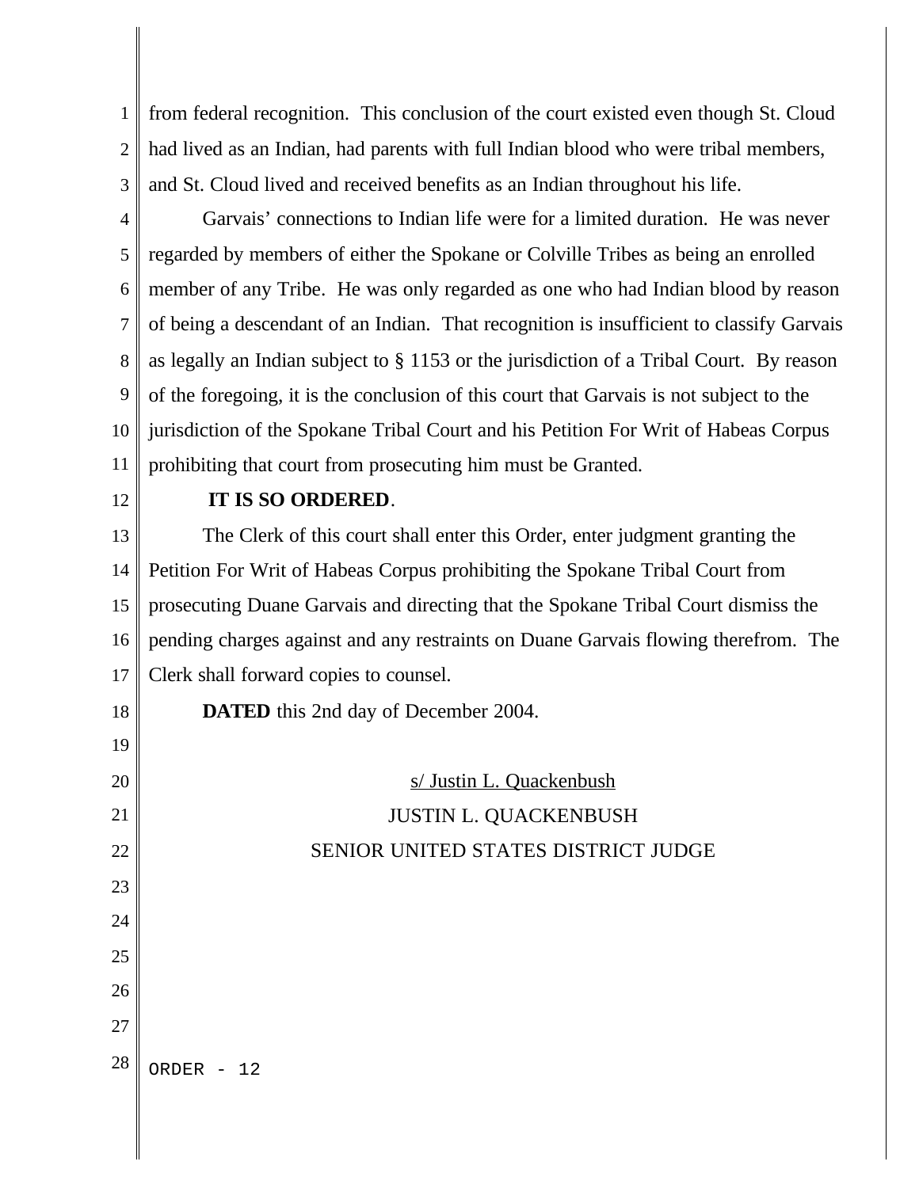from federal recognition. This conclusion of the court existed even though St. Cloud had lived as an Indian, had parents with full Indian blood who were tribal members, and St. Cloud lived and received benefits as an Indian throughout his life.

Garvais' connections to Indian life were for a limited duration. He was never regarded by members of either the Spokane or Colville Tribes as being an enrolled member of any Tribe. He was only regarded as one who had Indian blood by reason of being a descendant of an Indian. That recognition is insufficient to classify Garvais as legally an Indian subject to § 1153 or the jurisdiction of a Tribal Court. By reason of the foregoing, it is the conclusion of this court that Garvais is not subject to the jurisdiction of the Spokane Tribal Court and his Petition For Writ of Habeas Corpus prohibiting that court from prosecuting him must be Granted.

**IT IS SO ORDERED**.

The Clerk of this court shall enter this Order, enter judgment granting the Petition For Writ of Habeas Corpus prohibiting the Spokane Tribal Court from prosecuting Duane Garvais and directing that the Spokane Tribal Court dismiss the pending charges against and any restraints on Duane Garvais flowing therefrom. The Clerk shall forward copies to counsel.

**DATED** this 2nd day of December 2004.

s/ Justin L. Quackenbush

JUSTIN L. QUACKENBUSH

SENIOR UNITED STATES DISTRICT JUDGE